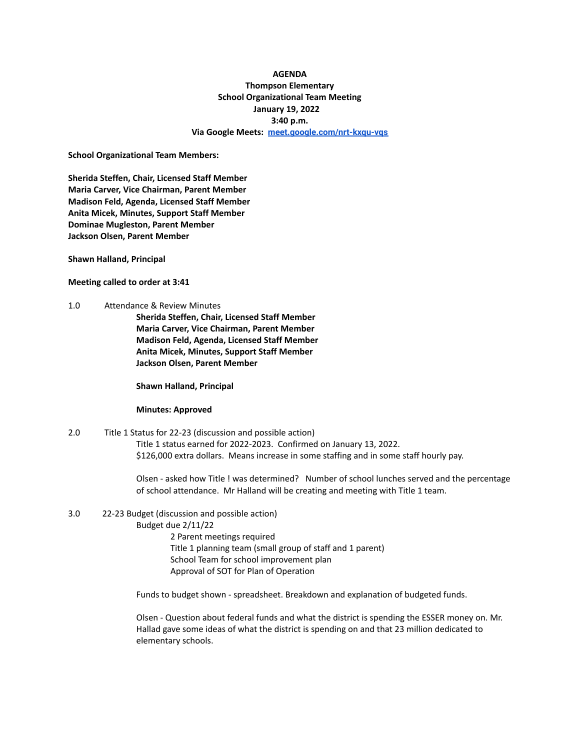**AGENDA**
**Thompson Elementary**
**School Organizational Team Meeting**
**January 19, 2022**
**3:40 p.m.**
**Via Google Meets: [meet.google.com/nrt-kxqu-vqs](meet.google.com/nrt-kxqu-vqs)**

**School Organizational Team Members:**

**Sherida Steffen, Chair, Licensed Staff Member**
**Maria Carver, Vice Chairman, Parent Member**
**Madison Feld, Agenda, Licensed Staff Member**
**Anita Micek, Minutes, Support Staff Member**
**Dominae Mugleston, Parent Member**
**Jackson Olsen, Parent Member**

**Shawn Halland, Principal**

**Meeting called to order at 3:41**

1.0 Attendance & Review Minutes

**Sherida Steffen, Chair, Licensed Staff Member**
**Maria Carver, Vice Chairman, Parent Member**
**Madison Feld, Agenda, Licensed Staff Member**
**Anita Micek, Minutes, Support Staff Member**
**Jackson Olsen, Parent Member**

**Shawn Halland, Principal**

**Minutes: Approved**

2.0 Title 1 Status for 22-23 (discussion and possible action)

Title 1 status earned for 2022-2023. Confirmed on January 13, 2022.
$126,000 extra dollars. Means increase in some staffing and in some staff hourly pay.

Olsen - asked how Title ! was determined? Number of school lunches served and the percentage of school attendance. Mr Halland will be creating and meeting with Title 1 team.

3.0 22-23 Budget (discussion and possible action)

Budget due 2/11/22

- 2 Parent meetings required
- Title 1 planning team (small group of staff and 1 parent)
- School Team for school improvement plan
- Approval of SOT for Plan of Operation

Funds to budget shown - spreadsheet. Breakdown and explanation of budgeted funds.

Olsen - Question about federal funds and what the district is spending the ESSER money on. Mr. Hallad gave some ideas of what the district is spending on and that 23 million dedicated to elementary schools.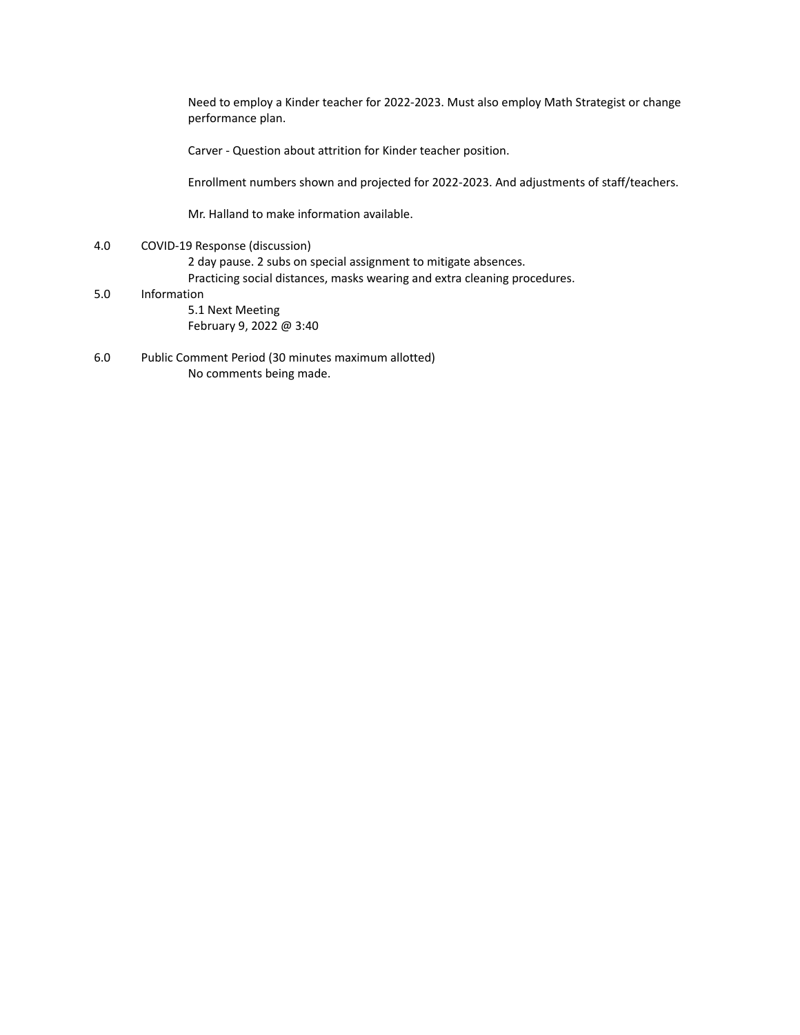Need to employ a Kinder teacher for 2022-2023. Must also employ Math Strategist or change performance plan.

Carver - Question about attrition for Kinder teacher position.

Enrollment numbers shown and projected for 2022-2023. And adjustments of staff/teachers.

Mr. Halland to make information available.

4.0 COVID-19 Response (discussion)

2 day pause. 2 subs on special assignment to mitigate absences.

Practicing social distances, masks wearing and extra cleaning procedures.

5.0 Information

5.1 Next Meeting

February 9, 2022 @ 3:40

6.0 Public Comment Period (30 minutes maximum allotted)

No comments being made.